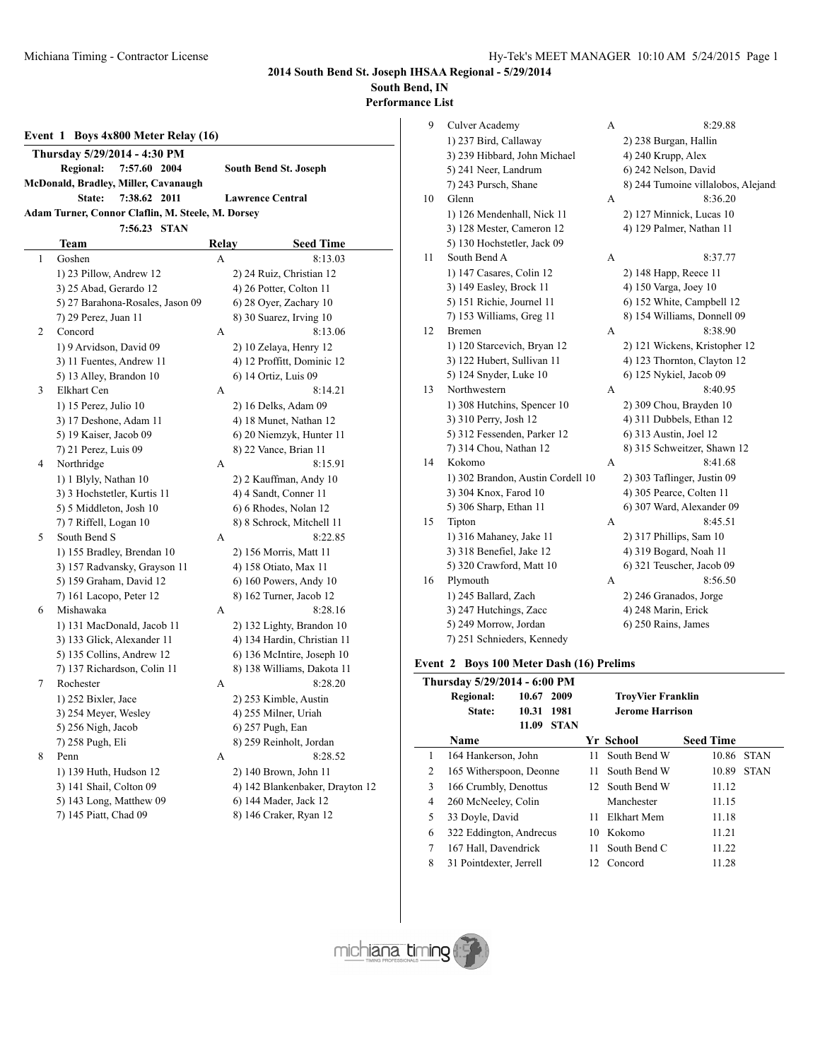## 2014 South Bend St. Joseph IHSAA Regional - 5/29/2014

**South Bend, IN**

**Performance List**

### Event 1 Boys 4x800 Meter Relay (16)

**Thursday 5/29/2014 - 4:30 PM**

**Regional:** 7:57.60 2004 **South Bend St. Joseph**
**McDonald, Bradley, Miller, Cavanaugh**
**State:** 7:38.62 2011 **Lawrence Central**
**Adam Turner, Connor Claflin, M. Steele, M. Dorsey**
7:56.23 STAN

| | Team | Relay | Seed Time |
|---|---|---|---|
| 1 | Goshen | A | 8:13.03 |
| | 1) 23 Pillow, Andrew 12 | 2) 24 Ruiz, Christian 12 | |
| | 3) 25 Abad, Gerardo 12 | 4) 26 Potter, Colton 11 | |
| | 5) 27 Barahona-Rosales, Jason 09 | 6) 28 Oyer, Zachary 10 | |
| | 7) 29 Perez, Juan 11 | 8) 30 Suarez, Irving 10 | |
| 2 | Concord | A | 8:13.06 |
| | 1) 9 Arvidson, David 09 | 2) 10 Zelaya, Henry 12 | |
| | 3) 11 Fuentes, Andrew 11 | 4) 12 Proffitt, Dominic 12 | |
| | 5) 13 Alley, Brandon 10 | 6) 14 Ortiz, Luis 09 | |
| 3 | Elkhart Cen | A | 8:14.21 |
| | 1) 15 Perez, Julio 10 | 2) 16 Delks, Adam 09 | |
| | 3) 17 Deshone, Adam 11 | 4) 18 Munet, Nathan 12 | |
| | 5) 19 Kaiser, Jacob 09 | 6) 20 Niemzyk, Hunter 11 | |
| | 7) 21 Perez, Luis 09 | 8) 22 Vance, Brian 11 | |
| 4 | Northridge | A | 8:15.91 |
| | 1) 1 Blyly, Nathan 10 | 2) 2 Kauffman, Andy 10 | |
| | 3) 3 Hochstetler, Kurtis 11 | 4) 4 Sandt, Conner 11 | |
| | 5) 5 Middleton, Josh 10 | 6) 6 Rhodes, Nolan 12 | |
| | 7) 7 Riffell, Logan 10 | 8) 8 Schrock, Mitchell 11 | |
| 5 | South Bend S | A | 8:22.85 |
| | 1) 155 Bradley, Brendan 10 | 2) 156 Morris, Matt 11 | |
| | 3) 157 Radvansky, Grayson 11 | 4) 158 Otiato, Max 11 | |
| | 5) 159 Graham, David 12 | 6) 160 Powers, Andy 10 | |
| | 7) 161 Lacopo, Peter 12 | 8) 162 Turner, Jacob 12 | |
| 6 | Mishawaka | A | 8:28.16 |
| | 1) 131 MacDonald, Jacob 11 | 2) 132 Lighty, Brandon 10 | |
| | 3) 133 Glick, Alexander 11 | 4) 134 Hardin, Christian 11 | |
| | 5) 135 Collins, Andrew 12 | 6) 136 McIntire, Joseph 10 | |
| | 7) 137 Richardson, Colin 11 | 8) 138 Williams, Dakota 11 | |
| 7 | Rochester | A | 8:28.20 |
| | 1) 252 Bixler, Jace | 2) 253 Kimble, Austin | |
| | 3) 254 Meyer, Wesley | 4) 255 Milner, Uriah | |
| | 5) 256 Nigh, Jacob | 6) 257 Pugh, Ean | |
| | 7) 258 Pugh, Eli | 8) 259 Reinholt, Jordan | |
| 8 | Penn | A | 8:28.52 |
| | 1) 139 Huth, Hudson 12 | 2) 140 Brown, John 11 | |
| | 3) 141 Shail, Colton 09 | 4) 142 Blankenbaker, Drayton 12 | |
| | 5) 143 Long, Matthew 09 | 6) 144 Mader, Jack 12 | |
| | 7) 145 Piatt, Chad 09 | 8) 146 Craker, Ryan 12 | |
| 9 | Culver Academy | A | 8:29.88 |
| | 1) 237 Bird, Callaway | 2) 238 Burgan, Hallin | |
| | 3) 239 Hibbard, John Michael | 4) 240 Krupp, Alex | |
| | 5) 241 Neer, Landrum | 6) 242 Nelson, David | |
| | 7) 243 Pursch, Shane | 8) 244 Tumoine villalobos, Alejand | |
| 10 | Glenn | A | 8:36.20 |
| | 1) 126 Mendenhall, Nick 11 | 2) 127 Minnick, Lucas 10 | |
| | 3) 128 Mester, Cameron 12 | 4) 129 Palmer, Nathan 11 | |
| | 5) 130 Hochstetler, Jack 09 | | |
| 11 | South Bend A | A | 8:37.77 |
| | 1) 147 Casares, Colin 12 | 2) 148 Happ, Reece 11 | |
| | 3) 149 Easley, Brock 11 | 4) 150 Varga, Joey 10 | |
| | 5) 151 Richie, Journel 11 | 6) 152 White, Campbell 12 | |
| | 7) 153 Williams, Greg 11 | 8) 154 Williams, Donnell 09 | |
| 12 | Bremen | A | 8:38.90 |
| | 1) 120 Starcevich, Bryan 12 | 2) 121 Wickens, Kristopher 12 | |
| | 3) 122 Hubert, Sullivan 11 | 4) 123 Thornton, Clayton 12 | |
| | 5) 124 Snyder, Luke 10 | 6) 125 Nykiel, Jacob 09 | |
| 13 | Northwestern | A | 8:40.95 |
| | 1) 308 Hutchins, Spencer 10 | 2) 309 Chou, Brayden 10 | |
| | 3) 310 Perry, Josh 12 | 4) 311 Dubbels, Ethan 12 | |
| | 5) 312 Fessenden, Parker 12 | 6) 313 Austin, Joel 12 | |
| | 7) 314 Chou, Nathan 12 | 8) 315 Schweitzer, Shawn 12 | |
| 14 | Kokomo | A | 8:41.68 |
| | 1) 302 Brandon, Austin Cordell 10 | 2) 303 Taflinger, Justin 09 | |
| | 3) 304 Knox, Farod 10 | 4) 305 Pearce, Colten 11 | |
| | 5) 306 Sharp, Ethan 11 | 6) 307 Ward, Alexander 09 | |
| 15 | Tipton | A | 8:45.51 |
| | 1) 316 Mahaney, Jake 11 | 2) 317 Phillips, Sam 10 | |
| | 3) 318 Benefiel, Jake 12 | 4) 319 Bogard, Noah 11 | |
| | 5) 320 Crawford, Matt 10 | 6) 321 Teuscher, Jacob 09 | |
| 16 | Plymouth | A | 8:56.50 |
| | 1) 245 Ballard, Zach | 2) 246 Granados, Jorge | |
| | 3) 247 Hutchings, Zacc | 4) 248 Marin, Erick | |
| | 5) 249 Morrow, Jordan | 6) 250 Rains, James | |
| | 7) 251 Schnieders, Kennedy | | |

### Event 2 Boys 100 Meter Dash (16) Prelims

**Thursday 5/29/2014 - 6:00 PM**

**Regional:** 10.67 2009 **TroyVier Franklin**
**State:** 10.31 1981 **Jerome Harrison**
11.09 STAN

| | Name | Yr | School | Seed Time | |
|---|---|---|---|---|---|
| 1 | 164 Hankerson, John | 11 | South Bend W | 10.86 | STAN |
| 2 | 165 Witherspoon, Deonne | 11 | South Bend W | 10.89 | STAN |
| 3 | 166 Crumbly, Denottus | 12 | South Bend W | 11.12 | |
| 4 | 260 McNeeley, Colin | | Manchester | 11.15 | |
| 5 | 33 Doyle, David | 11 | Elkhart Mem | 11.18 | |
| 6 | 322 Eddington, Andrecus | 10 | Kokomo | 11.21 | |
| 7 | 167 Hall, Davendrick | 11 | South Bend C | 11.22 | |
| 8 | 31 Pointdexter, Jerrell | 12 | Concord | 11.28 | |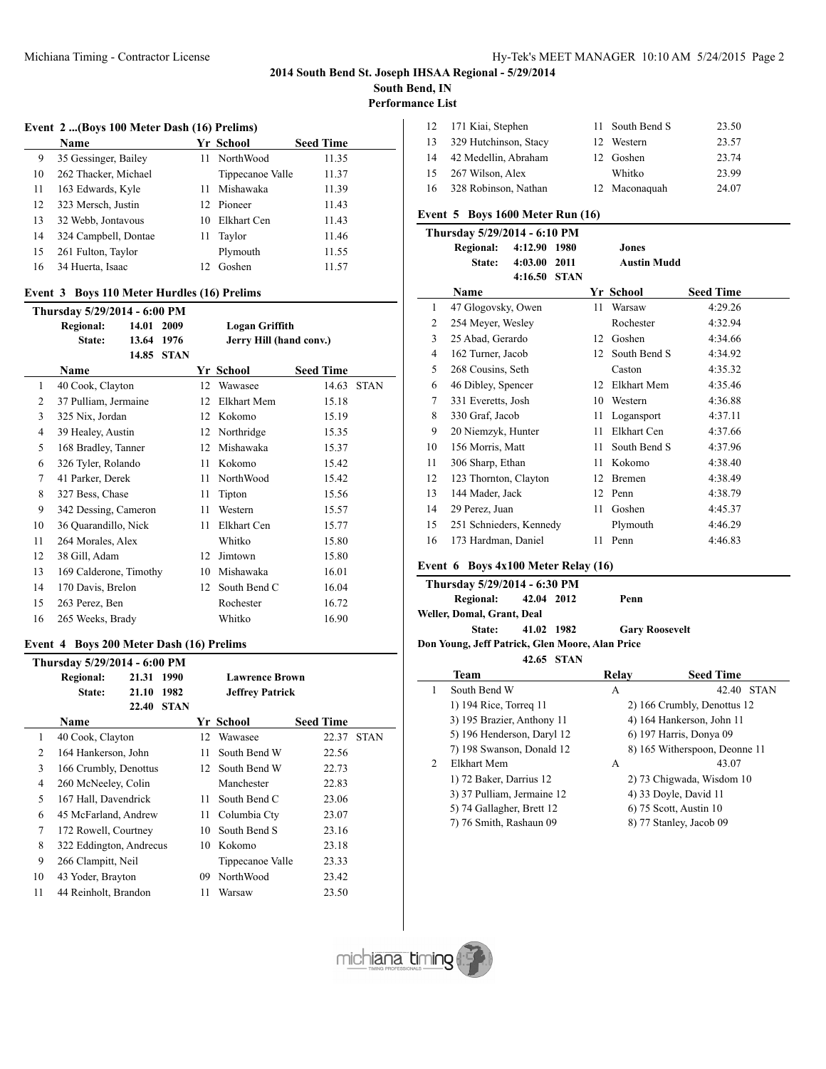**2014 South Bend St. Joseph IHSAA Regional - 5/29/2014**
**South Bend, IN**
**Performance List**

### Event 2 ...(Boys 100 Meter Dash (16) Prelims)

| | Name | Yr | School | Seed Time |
|---|---|---|---|---|
| 9 | 35 Gessinger, Bailey | 11 | NorthWood | 11.35 |
| 10 | 262 Thacker, Michael | | Tippecanoe Valle | 11.37 |
| 11 | 163 Edwards, Kyle | 11 | Mishawaka | 11.39 |
| 12 | 323 Mersch, Justin | 12 | Pioneer | 11.43 |
| 13 | 32 Webb, Jontavous | 10 | Elkhart Cen | 11.43 |
| 14 | 324 Campbell, Dontae | 11 | Taylor | 11.46 |
| 15 | 261 Fulton, Taylor | | Plymouth | 11.55 |
| 16 | 34 Huerta, Isaac | 12 | Goshen | 11.57 |

### Event 3 Boys 110 Meter Hurdles (16) Prelims

**Thursday 5/29/2014 - 6:00 PM**

| | | | |
|---|---|---|---|
| **Regional:** | 14.01 | 2009 | **Logan Griffith** |
| **State:** | 13.64 | 1976 | **Jerry Hill (hand conv.)** |
| | 14.85 | STAN | |

| | Name | Yr | School | Seed Time | |
|---|---|---|---|---|---|
| 1 | 40 Cook, Clayton | 12 | Wawasee | 14.63 | STAN |
| 2 | 37 Pulliam, Jermaine | 12 | Elkhart Mem | 15.18 | |
| 3 | 325 Nix, Jordan | 12 | Kokomo | 15.19 | |
| 4 | 39 Healey, Austin | 12 | Northridge | 15.35 | |
| 5 | 168 Bradley, Tanner | 12 | Mishawaka | 15.37 | |
| 6 | 326 Tyler, Rolando | 11 | Kokomo | 15.42 | |
| 7 | 41 Parker, Derek | 11 | NorthWood | 15.42 | |
| 8 | 327 Bess, Chase | 11 | Tipton | 15.56 | |
| 9 | 342 Dessing, Cameron | 11 | Western | 15.57 | |
| 10 | 36 Quarandillo, Nick | 11 | Elkhart Cen | 15.77 | |
| 11 | 264 Morales, Alex | | Whitko | 15.80 | |
| 12 | 38 Gill, Adam | 12 | Jimtown | 15.80 | |
| 13 | 169 Calderone, Timothy | 10 | Mishawaka | 16.01 | |
| 14 | 170 Davis, Brelon | 12 | South Bend C | 16.04 | |
| 15 | 263 Perez, Ben | | Rochester | 16.72 | |
| 16 | 265 Weeks, Brady | | Whitko | 16.90 | |

### Event 4 Boys 200 Meter Dash (16) Prelims

**Thursday 5/29/2014 - 6:00 PM**

| | | | |
|---|---|---|---|
| **Regional:** | 21.31 | 1990 | **Lawrence Brown** |
| **State:** | 21.10 | 1982 | **Jeffrey Patrick** |
| | 22.40 | STAN | |

| | Name | Yr | School | Seed Time | |
|---|---|---|---|---|---|
| 1 | 40 Cook, Clayton | 12 | Wawasee | 22.37 | STAN |
| 2 | 164 Hankerson, John | 11 | South Bend W | 22.56 | |
| 3 | 166 Crumbly, Denottus | 12 | South Bend W | 22.73 | |
| 4 | 260 McNeeley, Colin | | Manchester | 22.83 | |
| 5 | 167 Hall, Davendrick | 11 | South Bend C | 23.06 | |
| 6 | 45 McFarland, Andrew | 11 | Columbia Cty | 23.07 | |
| 7 | 172 Rowell, Courtney | 10 | South Bend S | 23.16 | |
| 8 | 322 Eddington, Andrecus | 10 | Kokomo | 23.18 | |
| 9 | 266 Clampitt, Neil | | Tippecanoe Valle | 23.33 | |
| 10 | 43 Yoder, Brayton | 09 | NorthWood | 23.42 | |
| 11 | 44 Reinholt, Brandon | 11 | Warsaw | 23.50 | |
| 12 | 171 Kiai, Stephen | 11 | South Bend S | 23.50 | |
| 13 | 329 Hutchinson, Stacy | 12 | Western | 23.57 | |
| 14 | 42 Medellin, Abraham | 12 | Goshen | 23.74 | |
| 15 | 267 Wilson, Alex | | Whitko | 23.99 | |
| 16 | 328 Robinson, Nathan | 12 | Maconaquah | 24.07 | |

### Event 5 Boys 1600 Meter Run (16)

**Thursday 5/29/2014 - 6:10 PM**

| | | | |
|---|---|---|---|
| **Regional:** | 4:12.90 | 1980 | **Jones** |
| **State:** | 4:03.00 | 2011 | **Austin Mudd** |
| | 4:16.50 | STAN | |

| | Name | Yr | School | Seed Time |
|---|---|---|---|---|
| 1 | 47 Glogovsky, Owen | 11 | Warsaw | 4:29.26 |
| 2 | 254 Meyer, Wesley | | Rochester | 4:32.94 |
| 3 | 25 Abad, Gerardo | 12 | Goshen | 4:34.66 |
| 4 | 162 Turner, Jacob | 12 | South Bend S | 4:34.92 |
| 5 | 268 Cousins, Seth | | Caston | 4:35.32 |
| 6 | 46 Dibley, Spencer | 12 | Elkhart Mem | 4:35.46 |
| 7 | 331 Everetts, Josh | 10 | Western | 4:36.88 |
| 8 | 330 Graf, Jacob | 11 | Logansport | 4:37.11 |
| 9 | 20 Niemzyk, Hunter | 11 | Elkhart Cen | 4:37.66 |
| 10 | 156 Morris, Matt | 11 | South Bend S | 4:37.96 |
| 11 | 306 Sharp, Ethan | 11 | Kokomo | 4:38.40 |
| 12 | 123 Thornton, Clayton | 12 | Bremen | 4:38.49 |
| 13 | 144 Mader, Jack | 12 | Penn | 4:38.79 |
| 14 | 29 Perez, Juan | 11 | Goshen | 4:45.37 |
| 15 | 251 Schnieders, Kennedy | | Plymouth | 4:46.29 |
| 16 | 173 Hardman, Daniel | 11 | Penn | 4:46.83 |

### Event 6 Boys 4x100 Meter Relay (16)

**Thursday 5/29/2014 - 6:30 PM**

**Regional:** 42.04 2012 **Penn**
Weller, Domal, Grant, Deal

**State:** 41.02 1982 **Gary Roosevelt**
Don Young, Jeff Patrick, Glen Moore, Alan Price

42.65 STAN

| | Team | Relay | Seed Time | |
|---|---|---|---|---|
| 1 | South Bend W | A | 42.40 | STAN |
| | 1) 194 Rice, Torreq 11 | 2) 166 Crumbly, Denottus 12 | | |
| | 3) 195 Brazier, Anthony 11 | 4) 164 Hankerson, John 11 | | |
| | 5) 196 Henderson, Daryl 12 | 6) 197 Harris, Donya 09 | | |
| | 7) 198 Swanson, Donald 12 | 8) 165 Witherspoon, Deonne 11 | | |
| 2 | Elkhart Mem | A | 43.07 | |
| | 1) 72 Baker, Darrius 12 | 2) 73 Chigwada, Wisdom 10 | | |
| | 3) 37 Pulliam, Jermaine 12 | 4) 33 Doyle, David 11 | | |
| | 5) 74 Gallagher, Brett 12 | 6) 75 Scott, Austin 10 | | |
| | 7) 76 Smith, Rashaun 09 | 8) 77 Stanley, Jacob 09 | | |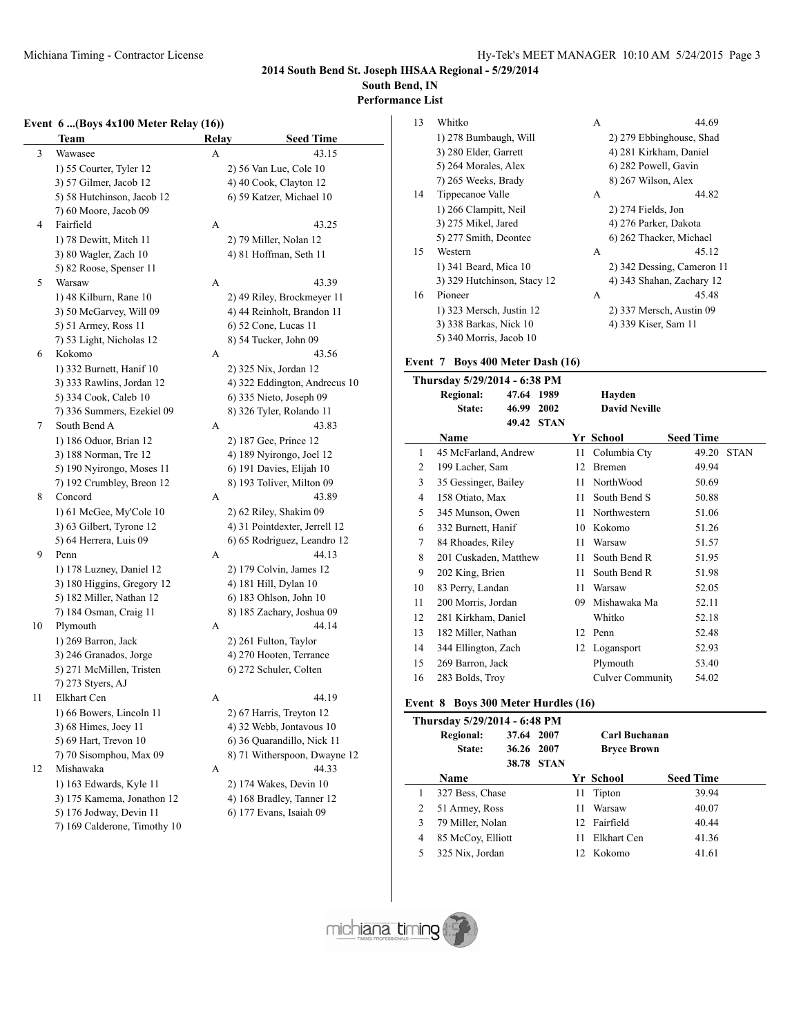# 2014 South Bend St. Joseph IHSAA Regional - 5/29/2014

**South Bend, IN**

**Performance List**

### Event 6 ...(Boys 4x100 Meter Relay (16))

| | Team | Relay | Seed Time |
|---|---|---|---|
| 3 | Wawasee | A | 43.15 |
| | 1) 55 Courter, Tyler 12 | 2) 56 Van Lue, Cole 10 | |
| | 3) 57 Gilmer, Jacob 12 | 4) 40 Cook, Clayton 12 | |
| | 5) 58 Hutchinson, Jacob 12 | 6) 59 Katzer, Michael 10 | |
| | 7) 60 Moore, Jacob 09 | | |
| 4 | Fairfield | A | 43.25 |
| | 1) 78 Dewitt, Mitch 11 | 2) 79 Miller, Nolan 12 | |
| | 3) 80 Wagler, Zach 10 | 4) 81 Hoffman, Seth 11 | |
| | 5) 82 Roose, Spenser 11 | | |
| 5 | Warsaw | A | 43.39 |
| | 1) 48 Kilburn, Rane 10 | 2) 49 Riley, Brockmeyer 11 | |
| | 3) 50 McGarvey, Will 09 | 4) 44 Reinholt, Brandon 11 | |
| | 5) 51 Armey, Ross 11 | 6) 52 Cone, Lucas 11 | |
| | 7) 53 Light, Nicholas 12 | 8) 54 Tucker, John 09 | |
| 6 | Kokomo | A | 43.56 |
| | 1) 332 Burnett, Hanif 10 | 2) 325 Nix, Jordan 12 | |
| | 3) 333 Rawlins, Jordan 12 | 4) 322 Eddington, Andrecus 10 | |
| | 5) 334 Cook, Caleb 10 | 6) 335 Nieto, Joseph 09 | |
| | 7) 336 Summers, Ezekiel 09 | 8) 326 Tyler, Rolando 11 | |
| 7 | South Bend A | A | 43.83 |
| | 1) 186 Oduor, Brian 12 | 2) 187 Gee, Prince 12 | |
| | 3) 188 Norman, Tre 12 | 4) 189 Nyirongo, Joel 12 | |
| | 5) 190 Nyirongo, Moses 11 | 6) 191 Davies, Elijah 10 | |
| | 7) 192 Crumbley, Breon 12 | 8) 193 Toliver, Milton 09 | |
| 8 | Concord | A | 43.89 |
| | 1) 61 McGee, My'Cole 10 | 2) 62 Riley, Shakim 09 | |
| | 3) 63 Gilbert, Tyrone 12 | 4) 31 Pointdexter, Jerrell 12 | |
| | 5) 64 Herrera, Luis 09 | 6) 65 Rodriguez, Leandro 12 | |
| 9 | Penn | A | 44.13 |
| | 1) 178 Luzney, Daniel 12 | 2) 179 Colvin, James 12 | |
| | 3) 180 Higgins, Gregory 12 | 4) 181 Hill, Dylan 10 | |
| | 5) 182 Miller, Nathan 12 | 6) 183 Ohlson, John 10 | |
| | 7) 184 Osman, Craig 11 | 8) 185 Zachary, Joshua 09 | |
| 10 | Plymouth | A | 44.14 |
| | 1) 269 Barron, Jack | 2) 261 Fulton, Taylor | |
| | 3) 246 Granados, Jorge | 4) 270 Hooten, Terrance | |
| | 5) 271 McMillen, Tristen | 6) 272 Schuler, Colten | |
| | 7) 273 Styers, AJ | | |
| 11 | Elkhart Cen | A | 44.19 |
| | 1) 66 Bowers, Lincoln 11 | 2) 67 Harris, Treyton 12 | |
| | 3) 68 Himes, Joey 11 | 4) 32 Webb, Jontavous 10 | |
| | 5) 69 Hart, Trevon 10 | 6) 36 Quarandillo, Nick 11 | |
| | 7) 70 Sisomphou, Max 09 | 8) 71 Witherspoon, Dwayne 12 | |
| 12 | Mishawaka | A | 44.33 |
| | 1) 163 Edwards, Kyle 11 | 2) 174 Wakes, Devin 10 | |
| | 3) 175 Kamema, Jonathon 12 | 4) 168 Bradley, Tanner 12 | |
| | 5) 176 Jodway, Devin 11 | 6) 177 Evans, Isaiah 09 | |
| | 7) 169 Calderone, Timothy 10 | | |
| 13 | Whitko | A | 44.69 |
| | 1) 278 Bumbaugh, Will | 2) 279 Ebbinghouse, Shad | |
| | 3) 280 Elder, Garrett | 4) 281 Kirkham, Daniel | |
| | 5) 264 Morales, Alex | 6) 282 Powell, Gavin | |
| | 7) 265 Weeks, Brady | 8) 267 Wilson, Alex | |
| 14 | Tippecanoe Valle | A | 44.82 |
| | 1) 266 Clampitt, Neil | 2) 274 Fields, Jon | |
| | 3) 275 Mikel, Jared | 4) 276 Parker, Dakota | |
| | 5) 277 Smith, Deontee | 6) 262 Thacker, Michael | |
| 15 | Western | A | 45.12 |
| | 1) 341 Beard, Mica 10 | 2) 342 Dessing, Cameron 11 | |
| | 3) 329 Hutchinson, Stacy 12 | 4) 343 Shahan, Zachary 12 | |
| 16 | Pioneer | A | 45.48 |
| | 1) 323 Mersch, Justin 12 | 2) 337 Mersch, Austin 09 | |
| | 3) 338 Barkas, Nick 10 | 4) 339 Kiser, Sam 11 | |
| | 5) 340 Morris, Jacob 10 | | |

### Event 7 Boys 400 Meter Dash (16)

**Thursday 5/29/2014 - 6:38 PM**

| | | | |
|---|---|---|---|
| **Regional:** | 47.64 | 1989 | Hayden |
| **State:** | 46.99 | 2002 | David Neville |
| | 49.42 | STAN | |

| | Name | Yr | School | Seed Time | |
|---|---|---|---|---|---|
| 1 | 45 McFarland, Andrew | 11 | Columbia Cty | 49.20 | STAN |
| 2 | 199 Lacher, Sam | 12 | Bremen | 49.94 | |
| 3 | 35 Gessinger, Bailey | 11 | NorthWood | 50.69 | |
| 4 | 158 Otiato, Max | 11 | South Bend S | 50.88 | |
| 5 | 345 Munson, Owen | 11 | Northwestern | 51.06 | |
| 6 | 332 Burnett, Hanif | 10 | Kokomo | 51.26 | |
| 7 | 84 Rhoades, Riley | 11 | Warsaw | 51.57 | |
| 8 | 201 Cuskaden, Matthew | 11 | South Bend R | 51.95 | |
| 9 | 202 King, Brien | 11 | South Bend R | 51.98 | |
| 10 | 83 Perry, Landan | 11 | Warsaw | 52.05 | |
| 11 | 200 Morris, Jordan | 09 | Mishawaka Ma | 52.11 | |
| 12 | 281 Kirkham, Daniel | | Whitko | 52.18 | |
| 13 | 182 Miller, Nathan | 12 | Penn | 52.48 | |
| 14 | 344 Ellington, Zach | 12 | Logansport | 52.93 | |
| 15 | 269 Barron, Jack | | Plymouth | 53.40 | |
| 16 | 283 Bolds, Troy | | Culver Community | 54.02 | |

### Event 8 Boys 300 Meter Hurdles (16)

**Thursday 5/29/2014 - 6:48 PM**

| | | | |
|---|---|---|---|
| **Regional:** | 37.64 | 2007 | Carl Buchanan |
| **State:** | 36.26 | 2007 | Bryce Brown |
| | 38.78 | STAN | |

| | Name | Yr | School | Seed Time |
|---|---|---|---|---|
| 1 | 327 Bess, Chase | 11 | Tipton | 39.94 |
| 2 | 51 Armey, Ross | 11 | Warsaw | 40.07 |
| 3 | 79 Miller, Nolan | 12 | Fairfield | 40.44 |
| 4 | 85 McCoy, Elliott | 11 | Elkhart Cen | 41.36 |
| 5 | 325 Nix, Jordan | 12 | Kokomo | 41.61 |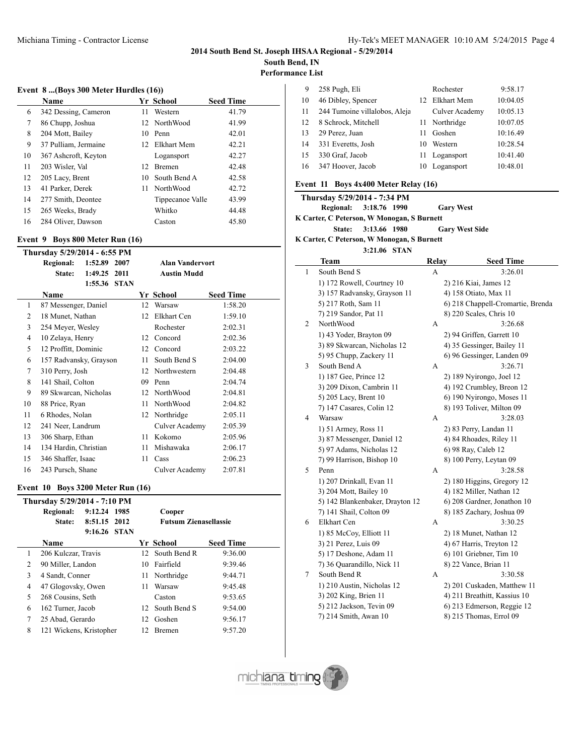# 2014 South Bend St. Joseph IHSAA Regional - 5/29/2014

**South Bend, IN**

**Performance List**

### Event 8 ...(Boys 300 Meter Hurdles (16))

| | Name | Yr | School | Seed Time |
|---|---|---|---|---|
| 6 | 342 Dessing, Cameron | 11 | Western | 41.79 |
| 7 | 86 Chupp, Joshua | 12 | NorthWood | 41.99 |
| 8 | 204 Mott, Bailey | 10 | Penn | 42.01 |
| 9 | 37 Pulliam, Jermaine | 12 | Elkhart Mem | 42.21 |
| 10 | 367 Ashcroft, Keyton | | Logansport | 42.27 |
| 11 | 203 Wisler, Val | 12 | Bremen | 42.48 |
| 12 | 205 Lacy, Brent | 10 | South Bend A | 42.58 |
| 13 | 41 Parker, Derek | 11 | NorthWood | 42.72 |
| 14 | 277 Smith, Deontee | | Tippecanoe Valle | 43.99 |
| 15 | 265 Weeks, Brady | | Whitko | 44.48 |
| 16 | 284 Oliver, Dawson | | Caston | 45.80 |

### Event 9 Boys 800 Meter Run (16)

**Thursday 5/29/2014 - 6:55 PM**

Regional: 1:52.89 2007 Alan Vandervort

State: 1:49.25 2011 Austin Mudd

1:55.36 STAN

| | Name | Yr | School | Seed Time |
|---|---|---|---|---|
| 1 | 87 Messenger, Daniel | 12 | Warsaw | 1:58.20 |
| 2 | 18 Munet, Nathan | 12 | Elkhart Cen | 1:59.10 |
| 3 | 254 Meyer, Wesley | | Rochester | 2:02.31 |
| 4 | 10 Zelaya, Henry | 12 | Concord | 2:02.36 |
| 5 | 12 Proffitt, Dominic | 12 | Concord | 2:03.22 |
| 6 | 157 Radvansky, Grayson | 11 | South Bend S | 2:04.00 |
| 7 | 310 Perry, Josh | 12 | Northwestern | 2:04.48 |
| 8 | 141 Shail, Colton | 09 | Penn | 2:04.74 |
| 9 | 89 Skwarcan, Nicholas | 12 | NorthWood | 2:04.81 |
| 10 | 88 Price, Ryan | 11 | NorthWood | 2:04.82 |
| 11 | 6 Rhodes, Nolan | 12 | Northridge | 2:05.11 |
| 12 | 241 Neer, Landrum | | Culver Academy | 2:05.39 |
| 13 | 306 Sharp, Ethan | 11 | Kokomo | 2:05.96 |
| 14 | 134 Hardin, Christian | 11 | Mishawaka | 2:06.17 |
| 15 | 346 Shaffer, Isaac | 11 | Cass | 2:06.23 |
| 16 | 243 Pursch, Shane | | Culver Academy | 2:07.81 |

### Event 10 Boys 3200 Meter Run (16)

**Thursday 5/29/2014 - 7:10 PM**

Regional: 9:12.24 1985 Cooper

State: 8:51.15 2012 Futsum Zienasellassie

9:16.26 STAN

| | Name | Yr | School | Seed Time |
|---|---|---|---|---|
| 1 | 206 Kulczar, Travis | 12 | South Bend R | 9:36.00 |
| 2 | 90 Miller, Landon | 10 | Fairfield | 9:39.46 |
| 3 | 4 Sandt, Conner | 11 | Northridge | 9:44.71 |
| 4 | 47 Glogovsky, Owen | 11 | Warsaw | 9:45.48 |
| 5 | 268 Cousins, Seth | | Caston | 9:53.65 |
| 6 | 162 Turner, Jacob | 12 | South Bend S | 9:54.00 |
| 7 | 25 Abad, Gerardo | 12 | Goshen | 9:56.17 |
| 8 | 121 Wickens, Kristopher | 12 | Bremen | 9:57.20 |
| 9 | 258 Pugh, Eli | | Rochester | 9:58.17 |
| 10 | 46 Dibley, Spencer | 12 | Elkhart Mem | 10:04.05 |
| 11 | 244 Tumoine villalobos, Aleja | | Culver Academy | 10:05.13 |
| 12 | 8 Schrock, Mitchell | 11 | Northridge | 10:07.05 |
| 13 | 29 Perez, Juan | 11 | Goshen | 10:16.49 |
| 14 | 331 Everetts, Josh | 10 | Western | 10:28.54 |
| 15 | 330 Graf, Jacob | 11 | Logansport | 10:41.40 |
| 16 | 347 Hoover, Jacob | 10 | Logansport | 10:48.01 |

### Event 11 Boys 4x400 Meter Relay (16)

**Thursday 5/29/2014 - 7:34 PM**

Regional: 3:18.76 1990 Gary West

K Carter, C Peterson, W Monogan, S Burnett

State: 3:13.66 1980 Gary West Side

K Carter, C Peterson, W Monogan, S Burnett

3:21.06 STAN

| | Team | Relay | Seed Time |
|---|---|---|---|
| 1 | South Bend S | A | 3:26.01 |
| | 1) 172 Rowell, Courtney 10 | 2) 216 Kiai, James 12 | |
| | 3) 157 Radvansky, Grayson 11 | 4) 158 Otiato, Max 11 | |
| | 5) 217 Roth, Sam 11 | 6) 218 Chappell-Cromartie, Brenda | |
| | 7) 219 Sandor, Pat 11 | 8) 220 Scales, Chris 10 | |
| 2 | NorthWood | A | 3:26.68 |
| | 1) 43 Yoder, Brayton 09 | 2) 94 Griffen, Garrett 10 | |
| | 3) 89 Skwarcan, Nicholas 12 | 4) 35 Gessinger, Bailey 11 | |
| | 5) 95 Chupp, Zackery 11 | 6) 96 Gessinger, Landen 09 | |
| 3 | South Bend A | A | 3:26.71 |
| | 1) 187 Gee, Prince 12 | 2) 189 Nyirongo, Joel 12 | |
| | 3) 209 Dixon, Cambrin 11 | 4) 192 Crumbley, Breon 12 | |
| | 5) 205 Lacy, Brent 10 | 6) 190 Nyirongo, Moses 11 | |
| | 7) 147 Casares, Colin 12 | 8) 193 Toliver, Milton 09 | |
| 4 | Warsaw | A | 3:28.03 |
| | 1) 51 Armey, Ross 11 | 2) 83 Perry, Landan 11 | |
| | 3) 87 Messenger, Daniel 12 | 4) 84 Rhoades, Riley 11 | |
| | 5) 97 Adams, Nicholas 12 | 6) 98 Ray, Caleb 12 | |
| | 7) 99 Harrison, Bishop 10 | 8) 100 Perry, Leytan 09 | |
| 5 | Penn | A | 3:28.58 |
| | 1) 207 Drinkall, Evan 11 | 2) 180 Higgins, Gregory 12 | |
| | 3) 204 Mott, Bailey 10 | 4) 182 Miller, Nathan 12 | |
| | 5) 142 Blankenbaker, Drayton 12 | 6) 208 Gardner, Jonathon 10 | |
| | 7) 141 Shail, Colton 09 | 8) 185 Zachary, Joshua 09 | |
| 6 | Elkhart Cen | A | 3:30.25 |
| | 1) 85 McCoy, Elliott 11 | 2) 18 Munet, Nathan 12 | |
| | 3) 21 Perez, Luis 09 | 4) 67 Harris, Treyton 12 | |
| | 5) 17 Deshone, Adam 11 | 6) 101 Griebner, Tim 10 | |
| | 7) 36 Quarandillo, Nick 11 | 8) 22 Vance, Brian 11 | |
| 7 | South Bend R | A | 3:30.58 |
| | 1) 210 Austin, Nicholas 12 | 2) 201 Cuskaden, Matthew 11 | |
| | 3) 202 King, Brien 11 | 4) 211 Breathitt, Kassius 10 | |
| | 5) 212 Jackson, Tevin 09 | 6) 213 Edmerson, Reggie 12 | |
| | 7) 214 Smith, Awan 10 | 8) 215 Thomas, Errol 09 | |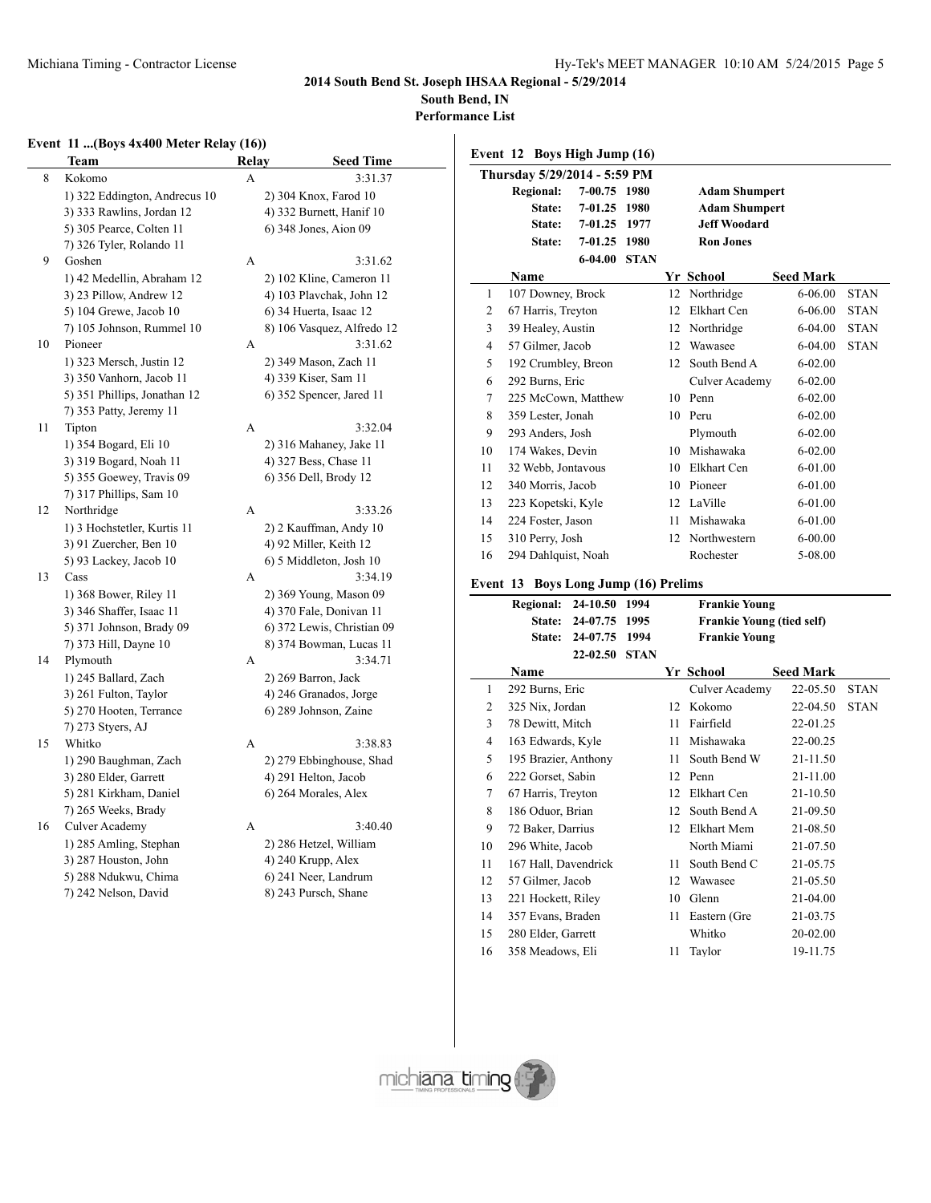**2014 South Bend St. Joseph IHSAA Regional - 5/29/2014**

**South Bend, IN**

**Performance List**

## Event 11 ...(Boys 4x400 Meter Relay (16))

| | Team | Relay | Seed Time |
|---|---|---|---|
| 8 | Kokomo | A | 3:31.37 |
| | 1) 322 Eddington, Andrecus 10 | 2) 304 Knox, Farod 10 | |
| | 3) 333 Rawlins, Jordan 12 | 4) 332 Burnett, Hanif 10 | |
| | 5) 305 Pearce, Colten 11 | 6) 348 Jones, Aion 09 | |
| | 7) 326 Tyler, Rolando 11 | | |
| 9 | Goshen | A | 3:31.62 |
| | 1) 42 Medellin, Abraham 12 | 2) 102 Kline, Cameron 11 | |
| | 3) 23 Pillow, Andrew 12 | 4) 103 Plavchak, John 12 | |
| | 5) 104 Grewe, Jacob 10 | 6) 34 Huerta, Isaac 12 | |
| | 7) 105 Johnson, Rummel 10 | 8) 106 Vasquez, Alfredo 12 | |
| 10 | Pioneer | A | 3:31.62 |
| | 1) 323 Mersch, Justin 12 | 2) 349 Mason, Zach 11 | |
| | 3) 350 Vanhorn, Jacob 11 | 4) 339 Kiser, Sam 11 | |
| | 5) 351 Phillips, Jonathan 12 | 6) 352 Spencer, Jared 11 | |
| | 7) 353 Patty, Jeremy 11 | | |
| 11 | Tipton | A | 3:32.04 |
| | 1) 354 Bogard, Eli 10 | 2) 316 Mahaney, Jake 11 | |
| | 3) 319 Bogard, Noah 11 | 4) 327 Bess, Chase 11 | |
| | 5) 355 Goewey, Travis 09 | 6) 356 Dell, Brody 12 | |
| | 7) 317 Phillips, Sam 10 | | |
| 12 | Northridge | A | 3:33.26 |
| | 1) 3 Hochstetler, Kurtis 11 | 2) 2 Kauffman, Andy 10 | |
| | 3) 91 Zuercher, Ben 10 | 4) 92 Miller, Keith 12 | |
| | 5) 93 Lackey, Jacob 10 | 6) 5 Middleton, Josh 10 | |
| 13 | Cass | A | 3:34.19 |
| | 1) 368 Bower, Riley 11 | 2) 369 Young, Mason 09 | |
| | 3) 346 Shaffer, Isaac 11 | 4) 370 Fale, Donivan 11 | |
| | 5) 371 Johnson, Brady 09 | 6) 372 Lewis, Christian 09 | |
| | 7) 373 Hill, Dayne 10 | 8) 374 Bowman, Lucas 11 | |
| 14 | Plymouth | A | 3:34.71 |
| | 1) 245 Ballard, Zach | 2) 269 Barron, Jack | |
| | 3) 261 Fulton, Taylor | 4) 246 Granados, Jorge | |
| | 5) 270 Hooten, Terrance | 6) 289 Johnson, Zaine | |
| | 7) 273 Styers, AJ | | |
| 15 | Whitko | A | 3:38.83 |
| | 1) 290 Baughman, Zach | 2) 279 Ebbinghouse, Shad | |
| | 3) 280 Elder, Garrett | 4) 291 Helton, Jacob | |
| | 5) 281 Kirkham, Daniel | 6) 264 Morales, Alex | |
| | 7) 265 Weeks, Brady | | |
| 16 | Culver Academy | A | 3:40.40 |
| | 1) 285 Amling, Stephan | 2) 286 Hetzel, William | |
| | 3) 287 Houston, John | 4) 240 Krupp, Alex | |
| | 5) 288 Ndukwu, Chima | 6) 241 Neer, Landrum | |
| | 7) 242 Nelson, David | 8) 243 Pursch, Shane | |

## Event 12 Boys High Jump (16)

**Thursday 5/29/2014 - 5:59 PM**

| | | | |
|---|---|---|---|
| **Regional:** | **7-00.75** | **1980** | **Adam Shumpert** |
| **State:** | **7-01.25** | **1980** | **Adam Shumpert** |
| **State:** | **7-01.25** | **1977** | **Jeff Woodard** |
| **State:** | **7-01.25** | **1980** | **Ron Jones** |
| | **6-04.00** | **STAN** | |

| | Name | Yr | School | Seed Mark | |
|---|---|---|---|---|---|
| 1 | 107 Downey, Brock | 12 | Northridge | 6-06.00 | STAN |
| 2 | 67 Harris, Treyton | 12 | Elkhart Cen | 6-06.00 | STAN |
| 3 | 39 Healey, Austin | 12 | Northridge | 6-04.00 | STAN |
| 4 | 57 Gilmer, Jacob | 12 | Wawasee | 6-04.00 | STAN |
| 5 | 192 Crumbley, Breon | 12 | South Bend A | 6-02.00 | |
| 6 | 292 Burns, Eric | | Culver Academy | 6-02.00 | |
| 7 | 225 McCown, Matthew | 10 | Penn | 6-02.00 | |
| 8 | 359 Lester, Jonah | 10 | Peru | 6-02.00 | |
| 9 | 293 Anders, Josh | | Plymouth | 6-02.00 | |
| 10 | 174 Wakes, Devin | 10 | Mishawaka | 6-02.00 | |
| 11 | 32 Webb, Jontavous | 10 | Elkhart Cen | 6-01.00 | |
| 12 | 340 Morris, Jacob | 10 | Pioneer | 6-01.00 | |
| 13 | 223 Kopetski, Kyle | 12 | LaVille | 6-01.00 | |
| 14 | 224 Foster, Jason | 11 | Mishawaka | 6-01.00 | |
| 15 | 310 Perry, Josh | 12 | Northwestern | 6-00.00 | |
| 16 | 294 Dahlquist, Noah | | Rochester | 5-08.00 | |

## Event 13 Boys Long Jump (16) Prelims

| | | | |
|---|---|---|---|
| **Regional:** | **24-10.50** | **1994** | **Frankie Young** |
| **State:** | **24-07.75** | **1995** | **Frankie Young (tied self)** |
| **State:** | **24-07.75** | **1994** | **Frankie Young** |
| | **22-02.50** | **STAN** | |

| | Name | Yr | School | Seed Mark | |
|---|---|---|---|---|---|
| 1 | 292 Burns, Eric | | Culver Academy | 22-05.50 | STAN |
| 2 | 325 Nix, Jordan | 12 | Kokomo | 22-04.50 | STAN |
| 3 | 78 Dewitt, Mitch | 11 | Fairfield | 22-01.25 | |
| 4 | 163 Edwards, Kyle | 11 | Mishawaka | 22-00.25 | |
| 5 | 195 Brazier, Anthony | 11 | South Bend W | 21-11.50 | |
| 6 | 222 Gorset, Sabin | 12 | Penn | 21-11.00 | |
| 7 | 67 Harris, Treyton | 12 | Elkhart Cen | 21-10.50 | |
| 8 | 186 Oduor, Brian | 12 | South Bend A | 21-09.50 | |
| 9 | 72 Baker, Darrius | 12 | Elkhart Mem | 21-08.50 | |
| 10 | 296 White, Jacob | | North Miami | 21-07.50 | |
| 11 | 167 Hall, Davendrick | 11 | South Bend C | 21-05.75 | |
| 12 | 57 Gilmer, Jacob | 12 | Wawasee | 21-05.50 | |
| 13 | 221 Hockett, Riley | 10 | Glenn | 21-04.00 | |
| 14 | 357 Evans, Braden | 11 | Eastern (Gre | 21-03.75 | |
| 15 | 280 Elder, Garrett | | Whitko | 20-02.00 | |
| 16 | 358 Meadows, Eli | 11 | Taylor | 19-11.75 | |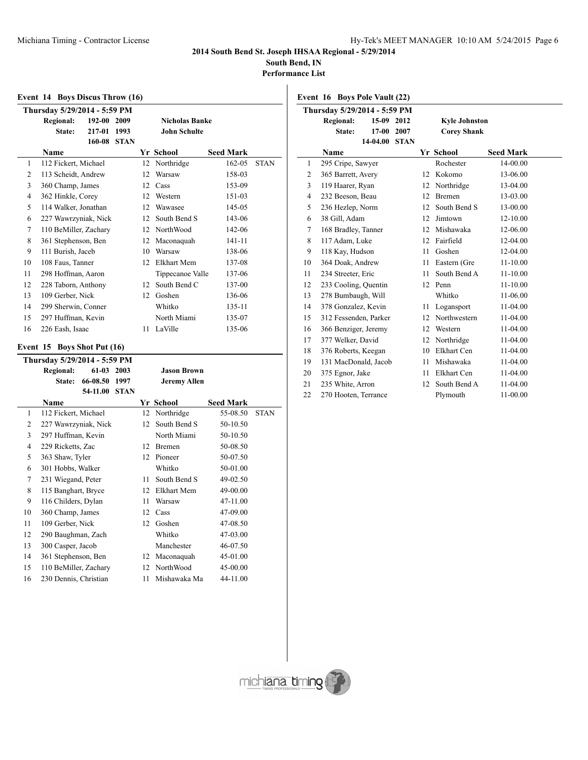## 2014 South Bend St. Joseph IHSAA Regional - 5/29/2014

**South Bend, IN**

**Performance List**

### Event 14 Boys Discus Throw (16)

**Thursday 5/29/2014 - 5:59 PM**

| | | | |
|---|---|---|---|
| Regional: | 192-00 | 2009 | Nicholas Banke |
| State: | 217-01 | 1993 | John Schulte |
| | 160-08 | STAN | |

| | Name | Yr | School | Seed Mark | |
|---|---|---|---|---|---|
| 1 | 112 Fickert, Michael | 12 | Northridge | 162-05 | STAN |
| 2 | 113 Scheidt, Andrew | 12 | Warsaw | 158-03 | |
| 3 | 360 Champ, James | 12 | Cass | 153-09 | |
| 4 | 362 Hinkle, Corey | 12 | Western | 151-03 | |
| 5 | 114 Walker, Jonathan | 12 | Wawasee | 145-05 | |
| 6 | 227 Wawrzyniak, Nick | 12 | South Bend S | 143-06 | |
| 7 | 110 BeMiller, Zachary | 12 | NorthWood | 142-06 | |
| 8 | 361 Stephenson, Ben | 12 | Maconaquah | 141-11 | |
| 9 | 111 Burish, Jaceb | 10 | Warsaw | 138-06 | |
| 10 | 108 Faus, Tanner | 12 | Elkhart Mem | 137-08 | |
| 11 | 298 Hoffman, Aaron | | Tippecanoe Valle | 137-06 | |
| 12 | 228 Taborn, Anthony | 12 | South Bend C | 137-00 | |
| 13 | 109 Gerber, Nick | 12 | Goshen | 136-06 | |
| 14 | 299 Sherwin, Conner | | Whitko | 135-11 | |
| 15 | 297 Huffman, Kevin | | North Miami | 135-07 | |
| 16 | 226 Eash, Isaac | 11 | LaVille | 135-06 | |

### Event 15 Boys Shot Put (16)

**Thursday 5/29/2014 - 5:59 PM**

| | | | |
|---|---|---|---|
| Regional: | 61-03 | 2003 | Jason Brown |
| State: | 66-08.50 | 1997 | Jeremy Allen |
| | 54-11.00 | STAN | |

| | Name | Yr | School | Seed Mark | |
|---|---|---|---|---|---|
| 1 | 112 Fickert, Michael | 12 | Northridge | 55-08.50 | STAN |
| 2 | 227 Wawrzyniak, Nick | 12 | South Bend S | 50-10.50 | |
| 3 | 297 Huffman, Kevin | | North Miami | 50-10.50 | |
| 4 | 229 Ricketts, Zac | 12 | Bremen | 50-08.50 | |
| 5 | 363 Shaw, Tyler | 12 | Pioneer | 50-07.50 | |
| 6 | 301 Hobbs, Walker | | Whitko | 50-01.00 | |
| 7 | 231 Wiegand, Peter | 11 | South Bend S | 49-02.50 | |
| 8 | 115 Banghart, Bryce | 12 | Elkhart Mem | 49-00.00 | |
| 9 | 116 Childers, Dylan | 11 | Warsaw | 47-11.00 | |
| 10 | 360 Champ, James | 12 | Cass | 47-09.00 | |
| 11 | 109 Gerber, Nick | 12 | Goshen | 47-08.50 | |
| 12 | 290 Baughman, Zach | | Whitko | 47-03.00 | |
| 13 | 300 Casper, Jacob | | Manchester | 46-07.50 | |
| 14 | 361 Stephenson, Ben | 12 | Maconaquah | 45-01.00 | |
| 15 | 110 BeMiller, Zachary | 12 | NorthWood | 45-00.00 | |
| 16 | 230 Dennis, Christian | 11 | Mishawaka Ma | 44-11.00 | |

### Event 16 Boys Pole Vault (22)

**Thursday 5/29/2014 - 5:59 PM**

| | | | |
|---|---|---|---|
| Regional: | 15-09 | 2012 | Kyle Johnston |
| State: | 17-00 | 2007 | Corey Shank |
| | 14-04.00 | STAN | |

| | Name | Yr | School | Seed Mark |
|---|---|---|---|---|
| 1 | 295 Cripe, Sawyer | | Rochester | 14-00.00 |
| 2 | 365 Barrett, Avery | 12 | Kokomo | 13-06.00 |
| 3 | 119 Haarer, Ryan | 12 | Northridge | 13-04.00 |
| 4 | 232 Beeson, Beau | 12 | Bremen | 13-03.00 |
| 5 | 236 Hezlep, Norm | 12 | South Bend S | 13-00.00 |
| 6 | 38 Gill, Adam | 12 | Jimtown | 12-10.00 |
| 7 | 168 Bradley, Tanner | 12 | Mishawaka | 12-06.00 |
| 8 | 117 Adam, Luke | 12 | Fairfield | 12-04.00 |
| 9 | 118 Kay, Hudson | 11 | Goshen | 12-04.00 |
| 10 | 364 Doak, Andrew | 11 | Eastern (Gre | 11-10.00 |
| 11 | 234 Streeter, Eric | 11 | South Bend A | 11-10.00 |
| 12 | 233 Cooling, Quentin | 12 | Penn | 11-10.00 |
| 13 | 278 Bumbaugh, Will | | Whitko | 11-06.00 |
| 14 | 378 Gonzalez, Kevin | 11 | Logansport | 11-04.00 |
| 15 | 312 Fessenden, Parker | 12 | Northwestern | 11-04.00 |
| 16 | 366 Benziger, Jeremy | 12 | Western | 11-04.00 |
| 17 | 377 Welker, David | 12 | Northridge | 11-04.00 |
| 18 | 376 Roberts, Keegan | 10 | Elkhart Cen | 11-04.00 |
| 19 | 131 MacDonald, Jacob | 11 | Mishawaka | 11-04.00 |
| 20 | 375 Egnor, Jake | 11 | Elkhart Cen | 11-04.00 |
| 21 | 235 White, Arron | 12 | South Bend A | 11-04.00 |
| 22 | 270 Hooten, Terrance | | Plymouth | 11-00.00 |